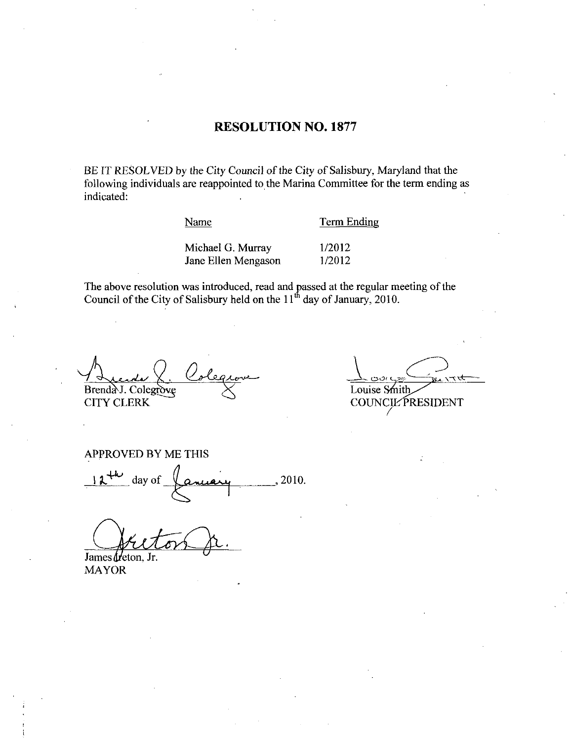# RESOLUTION NO. 1877

BE IT RESOLVED by the City Council of the City of Salisbury, Maryland that the following individuals are reappointed to the Marina Committee for the term ending as indicated:

| Name | Term Ending |
| --- | --- |
| Michael G. Murray | 1/2012 |
| Jane Ellen Mengason | 1/2012 |

The above resolution was introduced, read and passed at the regular meeting of the Council of the City of Salisbury held on the 11th day of January, 2010.

Brenda J. Colegrove
CITY CLERK

Louise Smith
COUNCIL PRESIDENT

APPROVED BY ME THIS

12th day of January, 2010.

James Ireton, Jr.
MAYOR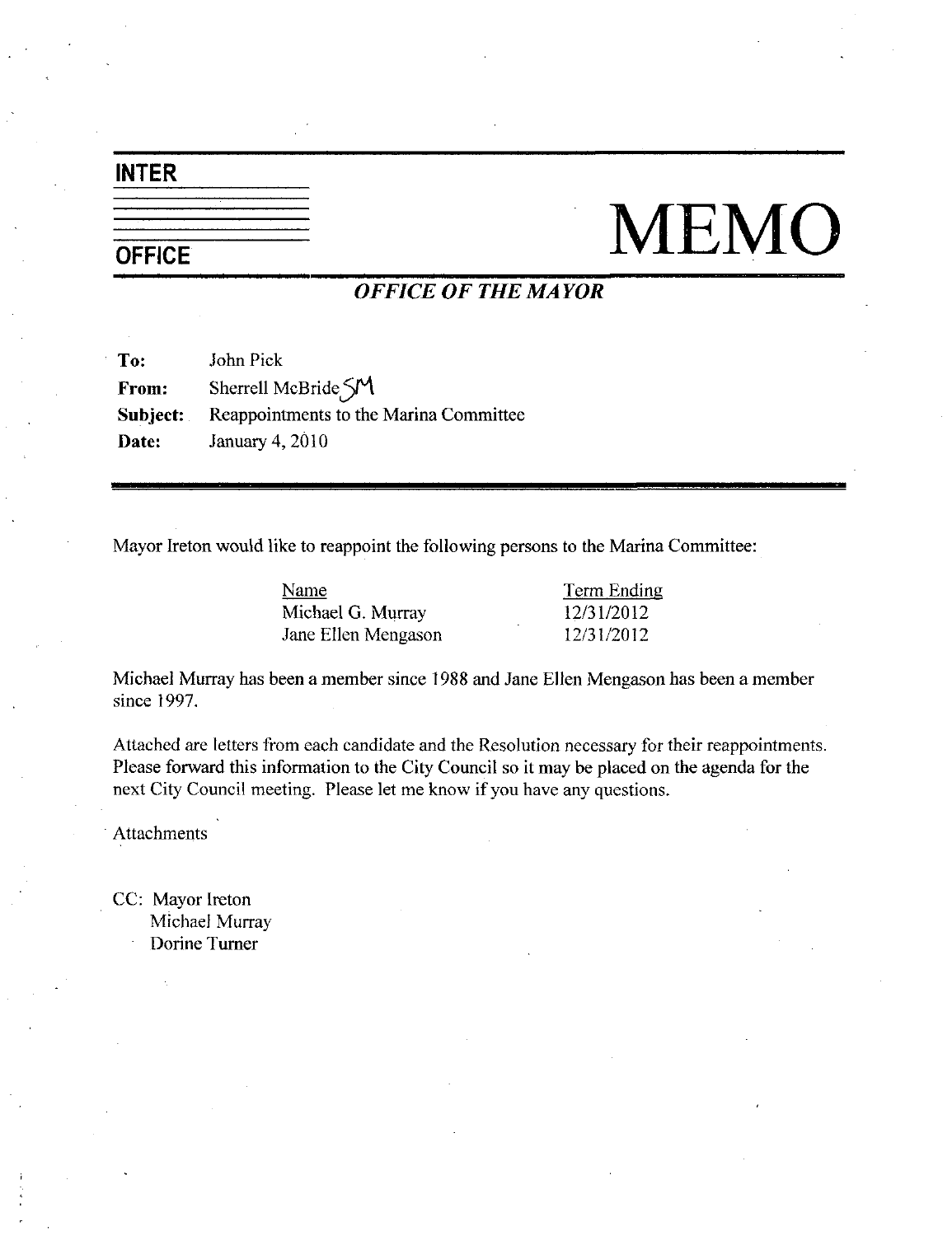**INTER**

**OFFICE**

# MEMO

***OFFICE OF THE MAYOR***

**To:** John Pick
**From:** Sherrell McBride SM
**Subject:** Reappointments to the Marina Committee
**Date:** January 4, 2010

Mayor Ireton would like to reappoint the following persons to the Marina Committee:

| Name | Term Ending |
|---|---|
| Michael G. Murray | 12/31/2012 |
| Jane Ellen Mengason | 12/31/2012 |

Michael Murray has been a member since 1988 and Jane Ellen Mengason has been a member since 1997.

Attached are letters from each candidate and the Resolution necessary for their reappointments. Please forward this information to the City Council so it may be placed on the agenda for the next City Council meeting. Please let me know if you have any questions.

Attachments

CC: Mayor Ireton
Michael Murray
Dorine Turner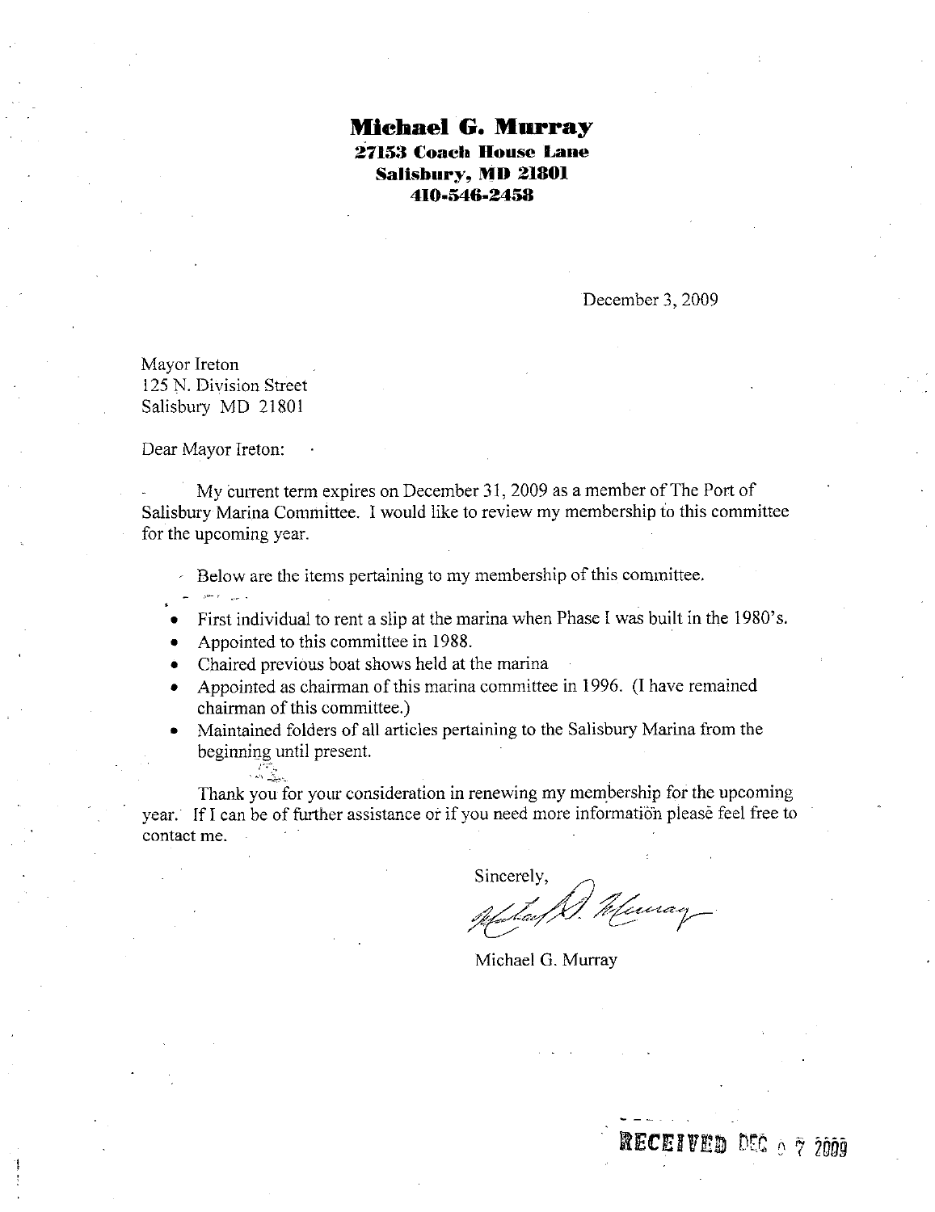**Michael G. Murray**
**27153 Coach House Lane**
**Salisbury, MD 21801**
**410-546-2458**

December 3, 2009

Mayor Ireton
125 N. Division Street
Salisbury MD 21801

Dear Mayor Ireton:

My current term expires on December 31, 2009 as a member of The Port of Salisbury Marina Committee. I would like to review my membership to this committee for the upcoming year.

Below are the items pertaining to my membership of this committee.

- First individual to rent a slip at the marina when Phase I was built in the 1980's.
- Appointed to this committee in 1988.
- Chaired previous boat shows held at the marina
- Appointed as chairman of this marina committee in 1996. (I have remained chairman of this committee.)
- Maintained folders of all articles pertaining to the Salisbury Marina from the beginning until present.

Thank you for your consideration in renewing my membership for the upcoming year. If I can be of further assistance or if you need more information please feel free to contact me.

Sincerely,

Michael G. Murray

RECEIVED DEC 0 7 2009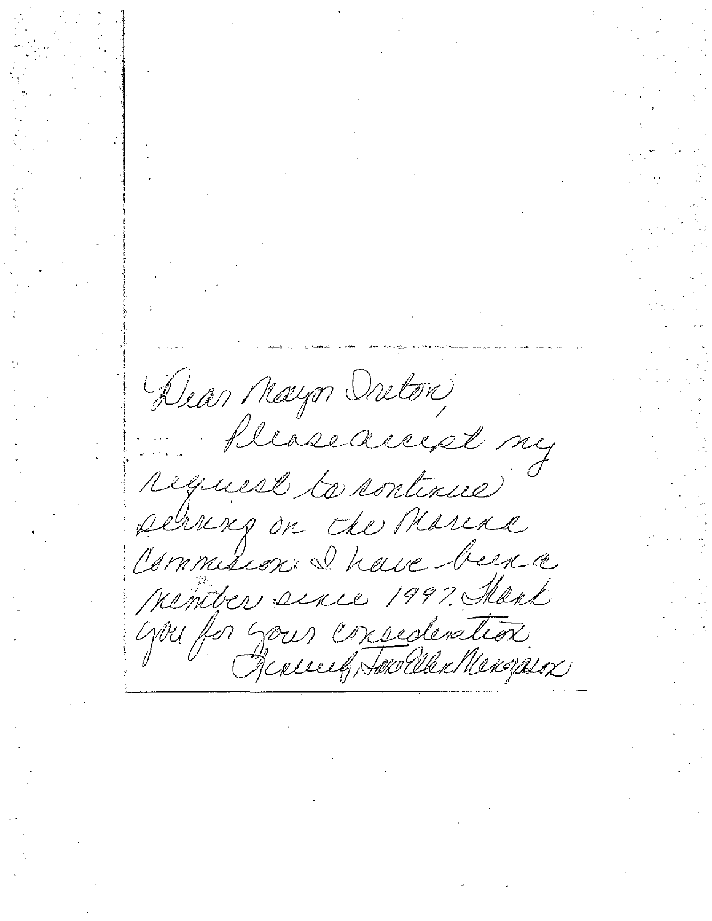Dear Mayor Ireton,

Please accept my request to continue serving on the Marina Commission. I have been a member since 1997. Thank you for your consideration.

Sincerely, Faro Ellen Menzaian